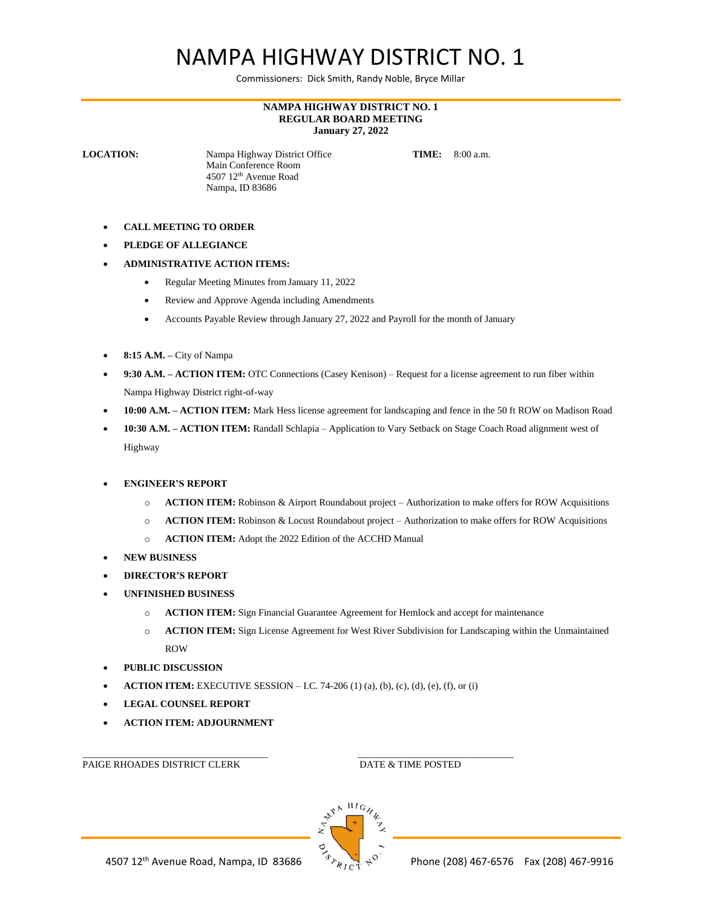# NAMPA HIGHWAY DISTRICT NO. 1

Commissioners: Dick Smith, Randy Noble, Bryce Millar

**NAMPA HIGHWAY DISTRICT NO. 1**
**REGULAR BOARD MEETING**
**January 27, 2022**

**LOCATION:** Nampa Highway District Office
Main Conference Room
4507 12th Avenue Road
Nampa, ID 83686

**TIME:** 8:00 a.m.

- **CALL MEETING TO ORDER**
- **PLEDGE OF ALLEGIANCE**
- **ADMINISTRATIVE ACTION ITEMS:**
  - Regular Meeting Minutes from January 11, 2022
  - Review and Approve Agenda including Amendments
  - Accounts Payable Review through January 27, 2022 and Payroll for the month of January
- **8:15 A.M. –** City of Nampa
- **9:30 A.M. – ACTION ITEM:** OTC Connections (Casey Kenison) – Request for a license agreement to run fiber within Nampa Highway District right-of-way
- **10:00 A.M. – ACTION ITEM:** Mark Hess license agreement for landscaping and fence in the 50 ft ROW on Madison Road
- **10:30 A.M. – ACTION ITEM:** Randall Schlapia – Application to Vary Setback on Stage Coach Road alignment west of Highway
- **ENGINEER'S REPORT**
  - **ACTION ITEM:** Robinson & Airport Roundabout project – Authorization to make offers for ROW Acquisitions
  - **ACTION ITEM:** Robinson & Locust Roundabout project – Authorization to make offers for ROW Acquisitions
  - **ACTION ITEM:** Adopt the 2022 Edition of the ACCHD Manual
- **NEW BUSINESS**
- **DIRECTOR'S REPORT**
- **UNFINISHED BUSINESS**
  - **ACTION ITEM:** Sign Financial Guarantee Agreement for Hemlock and accept for maintenance
  - **ACTION ITEM:** Sign License Agreement for West River Subdivision for Landscaping within the Unmaintained ROW
- **PUBLIC DISCUSSION**
- **ACTION ITEM:** EXECUTIVE SESSION – I.C. 74-206 (1) (a), (b), (c), (d), (e), (f), or (i)
- **LEGAL COUNSEL REPORT**
- **ACTION ITEM: ADJOURNMENT**

\_\_\_\_\_\_\_\_\_\_\_\_\_\_\_\_\_\_\_\_\_\_\_\_\_\_\_\_\_\_\_\_\_\_\_\_
PAIGE RHOADES DISTRICT CLERK

\_\_\_\_\_\_\_\_\_\_\_\_\_\_\_\_\_\_\_\_\_\_\_\_\_\_\_\_\_\_\_
DATE & TIME POSTED

4507 12th Avenue Road, Nampa, ID 83686 Phone (208) 467-6576 Fax (208) 467-9916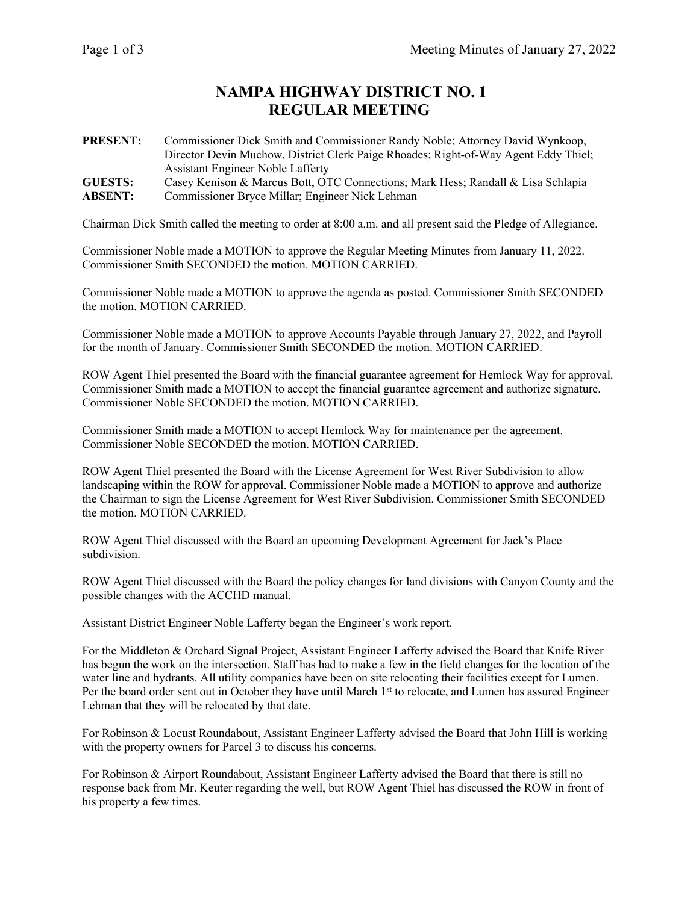# NAMPA HIGHWAY DISTRICT NO. 1
# REGULAR MEETING

**PRESENT:** Commissioner Dick Smith and Commissioner Randy Noble; Attorney David Wynkoop, Director Devin Muchow, District Clerk Paige Rhoades; Right-of-Way Agent Eddy Thiel; Assistant Engineer Noble Lafferty

**GUESTS:** Casey Kenison & Marcus Bott, OTC Connections; Mark Hess; Randall & Lisa Schlapia

**ABSENT:** Commissioner Bryce Millar; Engineer Nick Lehman

Chairman Dick Smith called the meeting to order at 8:00 a.m. and all present said the Pledge of Allegiance.

Commissioner Noble made a MOTION to approve the Regular Meeting Minutes from January 11, 2022. Commissioner Smith SECONDED the motion. MOTION CARRIED.

Commissioner Noble made a MOTION to approve the agenda as posted. Commissioner Smith SECONDED the motion. MOTION CARRIED.

Commissioner Noble made a MOTION to approve Accounts Payable through January 27, 2022, and Payroll for the month of January. Commissioner Smith SECONDED the motion. MOTION CARRIED.

ROW Agent Thiel presented the Board with the financial guarantee agreement for Hemlock Way for approval. Commissioner Smith made a MOTION to accept the financial guarantee agreement and authorize signature. Commissioner Noble SECONDED the motion. MOTION CARRIED.

Commissioner Smith made a MOTION to accept Hemlock Way for maintenance per the agreement. Commissioner Noble SECONDED the motion. MOTION CARRIED.

ROW Agent Thiel presented the Board with the License Agreement for West River Subdivision to allow landscaping within the ROW for approval. Commissioner Noble made a MOTION to approve and authorize the Chairman to sign the License Agreement for West River Subdivision. Commissioner Smith SECONDED the motion. MOTION CARRIED.

ROW Agent Thiel discussed with the Board an upcoming Development Agreement for Jack's Place subdivision.

ROW Agent Thiel discussed with the Board the policy changes for land divisions with Canyon County and the possible changes with the ACCHD manual.

Assistant District Engineer Noble Lafferty began the Engineer's work report.

For the Middleton & Orchard Signal Project, Assistant Engineer Lafferty advised the Board that Knife River has begun the work on the intersection. Staff has had to make a few in the field changes for the location of the water line and hydrants. All utility companies have been on site relocating their facilities except for Lumen. Per the board order sent out in October they have until March 1st to relocate, and Lumen has assured Engineer Lehman that they will be relocated by that date.

For Robinson & Locust Roundabout, Assistant Engineer Lafferty advised the Board that John Hill is working with the property owners for Parcel 3 to discuss his concerns.

For Robinson & Airport Roundabout, Assistant Engineer Lafferty advised the Board that there is still no response back from Mr. Keuter regarding the well, but ROW Agent Thiel has discussed the ROW in front of his property a few times.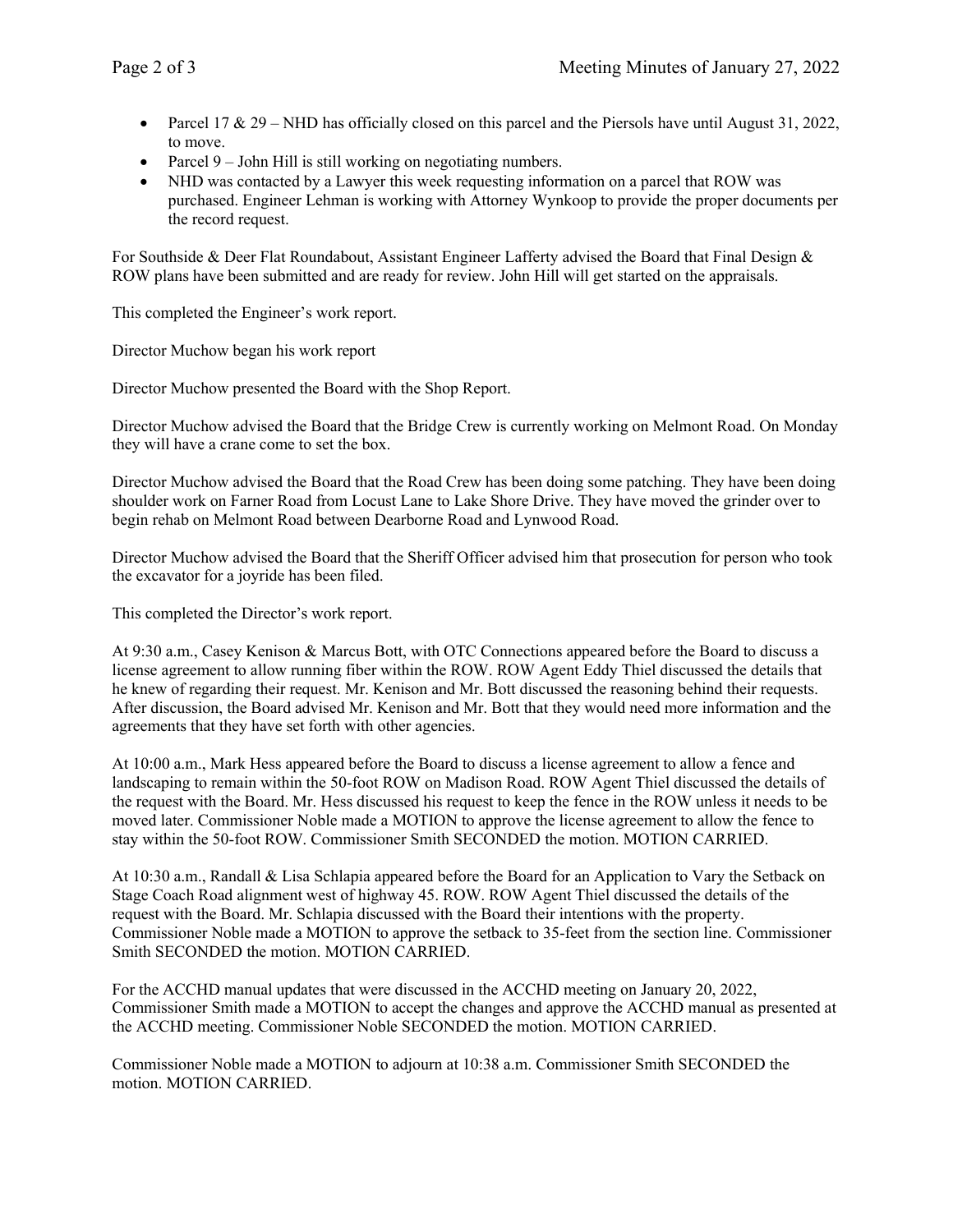- Parcel 17 & 29 – NHD has officially closed on this parcel and the Piersols have until August 31, 2022, to move.
- Parcel 9 – John Hill is still working on negotiating numbers.
- NHD was contacted by a Lawyer this week requesting information on a parcel that ROW was purchased. Engineer Lehman is working with Attorney Wynkoop to provide the proper documents per the record request.

For Southside & Deer Flat Roundabout, Assistant Engineer Lafferty advised the Board that Final Design & ROW plans have been submitted and are ready for review. John Hill will get started on the appraisals.

This completed the Engineer's work report.

Director Muchow began his work report

Director Muchow presented the Board with the Shop Report.

Director Muchow advised the Board that the Bridge Crew is currently working on Melmont Road. On Monday they will have a crane come to set the box.

Director Muchow advised the Board that the Road Crew has been doing some patching. They have been doing shoulder work on Farner Road from Locust Lane to Lake Shore Drive. They have moved the grinder over to begin rehab on Melmont Road between Dearborne Road and Lynwood Road.

Director Muchow advised the Board that the Sheriff Officer advised him that prosecution for person who took the excavator for a joyride has been filed.

This completed the Director's work report.

At 9:30 a.m., Casey Kenison & Marcus Bott, with OTC Connections appeared before the Board to discuss a license agreement to allow running fiber within the ROW. ROW Agent Eddy Thiel discussed the details that he knew of regarding their request. Mr. Kenison and Mr. Bott discussed the reasoning behind their requests. After discussion, the Board advised Mr. Kenison and Mr. Bott that they would need more information and the agreements that they have set forth with other agencies.

At 10:00 a.m., Mark Hess appeared before the Board to discuss a license agreement to allow a fence and landscaping to remain within the 50-foot ROW on Madison Road. ROW Agent Thiel discussed the details of the request with the Board. Mr. Hess discussed his request to keep the fence in the ROW unless it needs to be moved later. Commissioner Noble made a MOTION to approve the license agreement to allow the fence to stay within the 50-foot ROW. Commissioner Smith SECONDED the motion. MOTION CARRIED.

At 10:30 a.m., Randall & Lisa Schlapia appeared before the Board for an Application to Vary the Setback on Stage Coach Road alignment west of highway 45. ROW. ROW Agent Thiel discussed the details of the request with the Board. Mr. Schlapia discussed with the Board their intentions with the property. Commissioner Noble made a MOTION to approve the setback to 35-feet from the section line. Commissioner Smith SECONDED the motion. MOTION CARRIED.

For the ACCHD manual updates that were discussed in the ACCHD meeting on January 20, 2022, Commissioner Smith made a MOTION to accept the changes and approve the ACCHD manual as presented at the ACCHD meeting. Commissioner Noble SECONDED the motion. MOTION CARRIED.

Commissioner Noble made a MOTION to adjourn at 10:38 a.m. Commissioner Smith SECONDED the motion. MOTION CARRIED.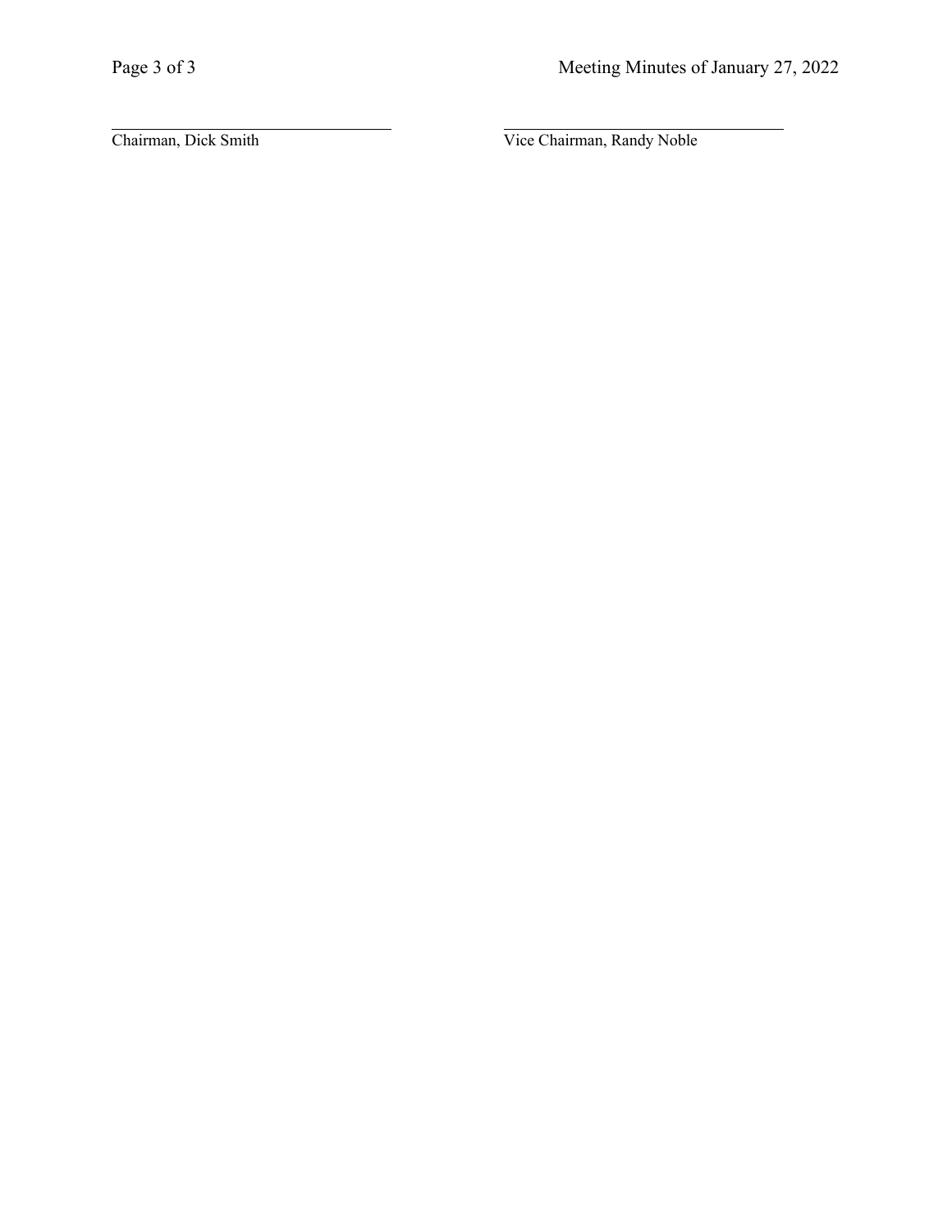\_\_\_\_\_\_\_\_\_\_\_\_\_\_\_\_\_\_\_\_\_\_\_\_\_\_\_\_\_\_\_\_\_\_
Chairman, Dick Smith

\_\_\_\_\_\_\_\_\_\_\_\_\_\_\_\_\_\_\_\_\_\_\_\_\_\_\_\_\_\_\_\_\_\_
Vice Chairman, Randy Noble